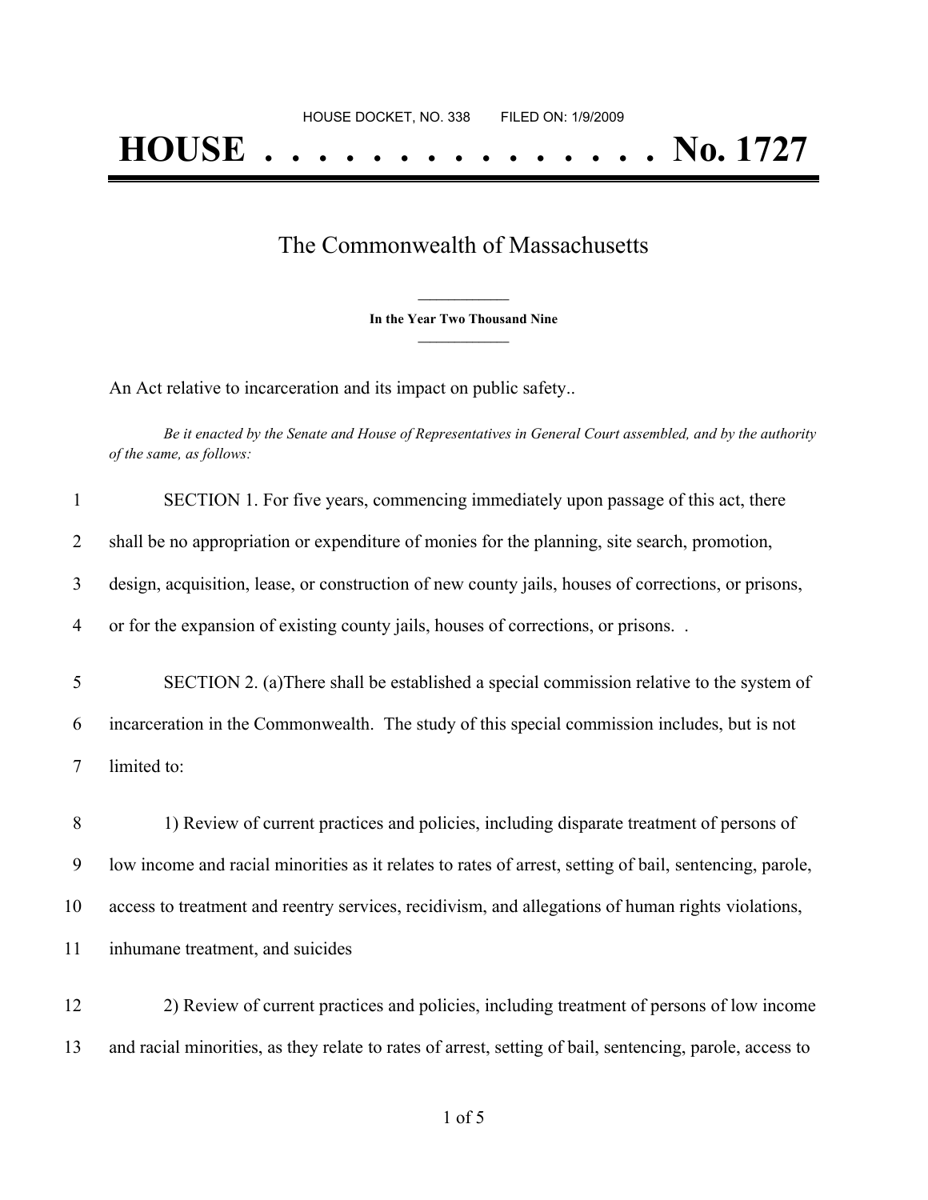HOUSE DOCKET, NO. 338 FILED ON: 1/9/2009

# HOUSE . . . . . . . . . . . . . . . No. 1727

## The Commonwealth of Massachusetts

**In the Year Two Thousand Nine**

An Act relative to incarceration and its impact on public safety..

*Be it enacted by the Senate and House of Representatives in General Court assembled, and by the authority of the same, as follows:*

SECTION 1. For five years, commencing immediately upon passage of this act, there shall be no appropriation or expenditure of monies for the planning, site search, promotion, design, acquisition, lease, or construction of new county jails, houses of corrections, or prisons, or for the expansion of existing county jails, houses of corrections, or prisons. .

SECTION 2. (a)There shall be established a special commission relative to the system of incarceration in the Commonwealth. The study of this special commission includes, but is not limited to:

1) Review of current practices and policies, including disparate treatment of persons of low income and racial minorities as it relates to rates of arrest, setting of bail, sentencing, parole, access to treatment and reentry services, recidivism, and allegations of human rights violations, inhumane treatment, and suicides

2) Review of current practices and policies, including treatment of persons of low income and racial minorities, as they relate to rates of arrest, setting of bail, sentencing, parole, access to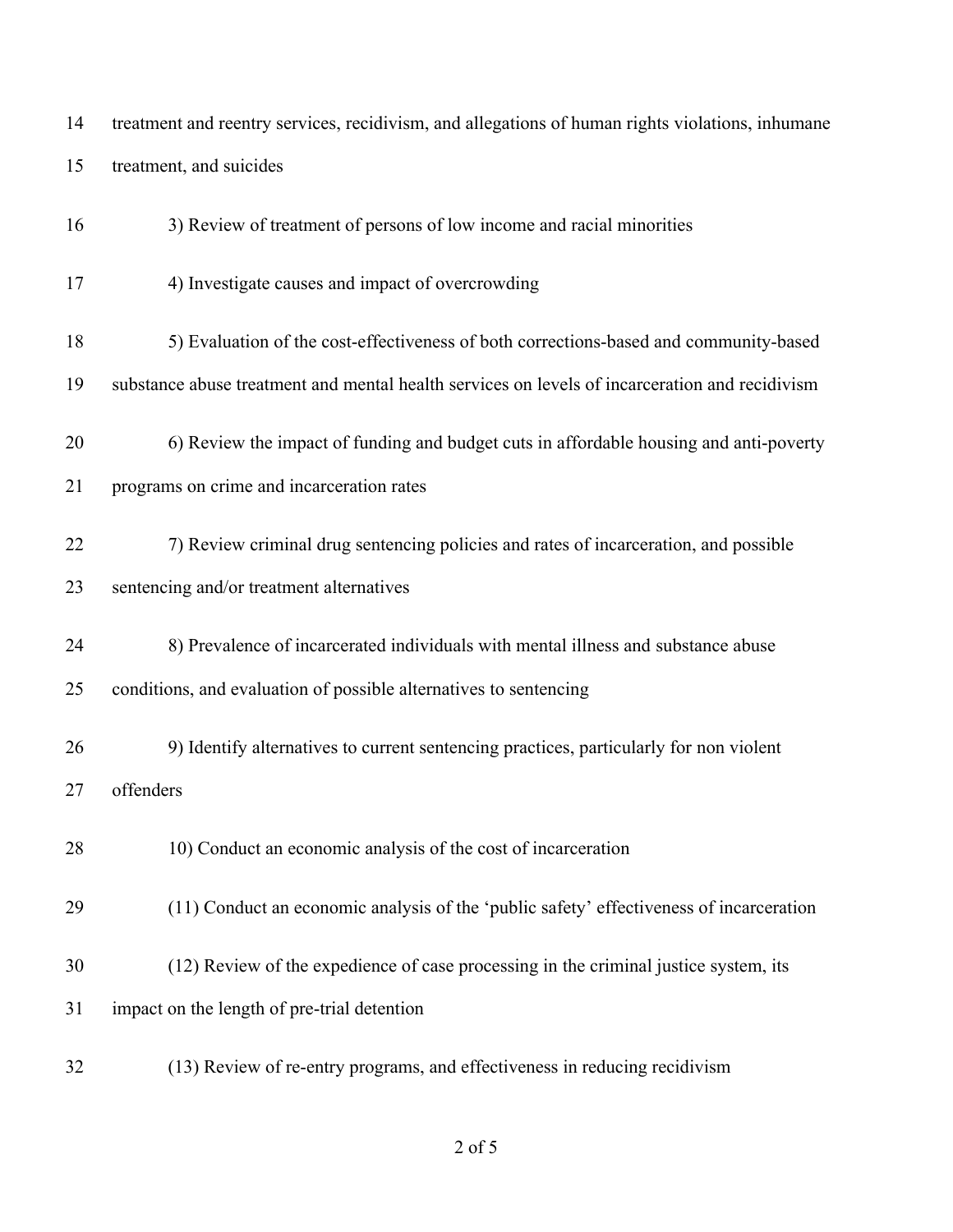treatment and reentry services, recidivism, and allegations of human rights violations, inhumane treatment, and suicides

3) Review of treatment of persons of low income and racial minorities

4) Investigate causes and impact of overcrowding

5) Evaluation of the cost-effectiveness of both corrections-based and community-based substance abuse treatment and mental health services on levels of incarceration and recidivism

6) Review the impact of funding and budget cuts in affordable housing and anti-poverty programs on crime and incarceration rates

7) Review criminal drug sentencing policies and rates of incarceration, and possible sentencing and/or treatment alternatives

8) Prevalence of incarcerated individuals with mental illness and substance abuse conditions, and evaluation of possible alternatives to sentencing

9) Identify alternatives to current sentencing practices, particularly for non violent offenders

10) Conduct an economic analysis of the cost of incarceration

(11) Conduct an economic analysis of the 'public safety' effectiveness of incarceration

(12) Review of the expedience of case processing in the criminal justice system, its impact on the length of pre-trial detention

(13) Review of re-entry programs, and effectiveness in reducing recidivism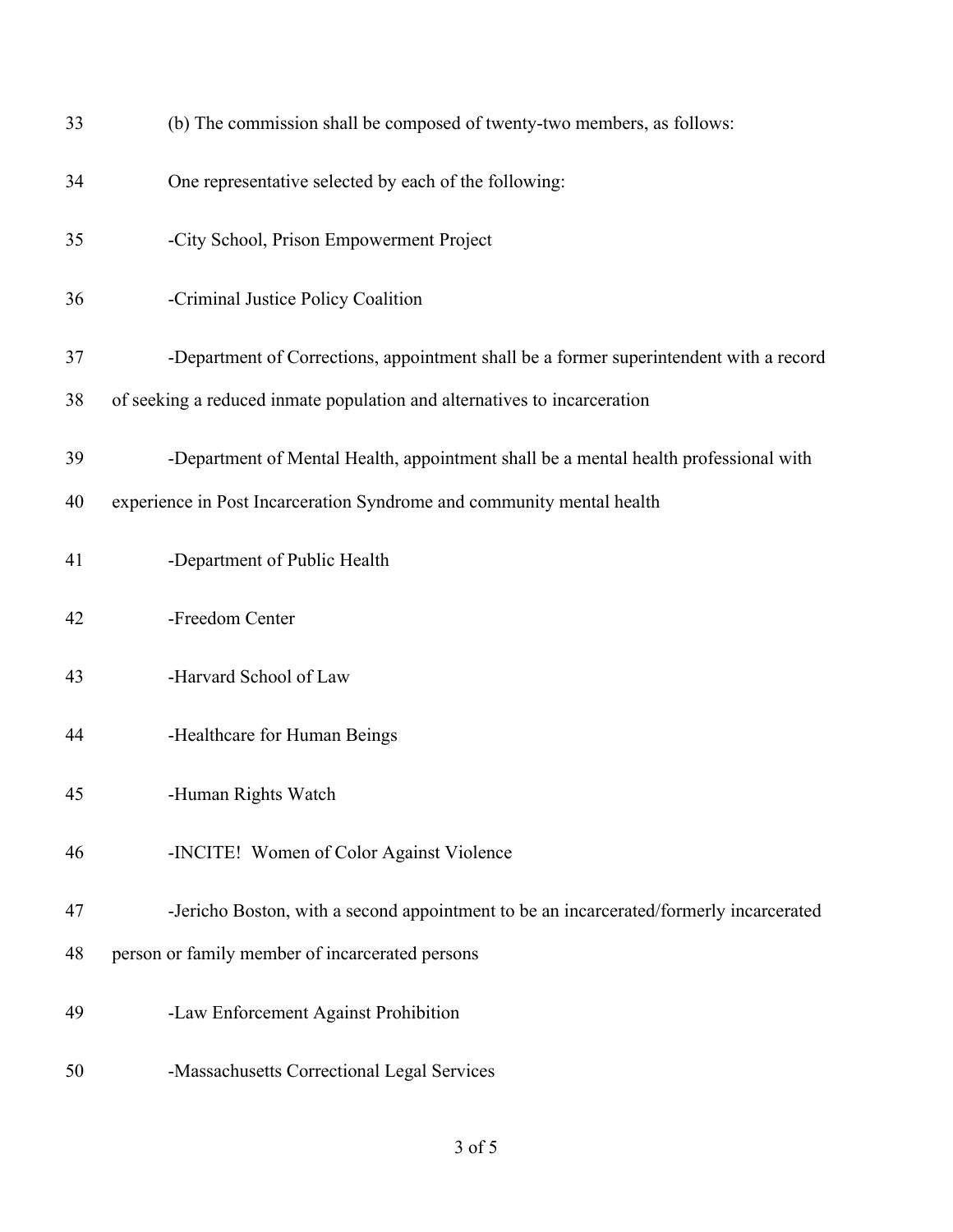(b) The commission shall be composed of twenty-two members, as follows:

One representative selected by each of the following:

-City School, Prison Empowerment Project

-Criminal Justice Policy Coalition

-Department of Corrections, appointment shall be a former superintendent with a record of seeking a reduced inmate population and alternatives to incarceration

-Department of Mental Health, appointment shall be a mental health professional with experience in Post Incarceration Syndrome and community mental health

-Department of Public Health

-Freedom Center

-Harvard School of Law

-Healthcare for Human Beings

-Human Rights Watch

-INCITE! Women of Color Against Violence

-Jericho Boston, with a second appointment to be an incarcerated/formerly incarcerated person or family member of incarcerated persons

-Law Enforcement Against Prohibition

-Massachusetts Correctional Legal Services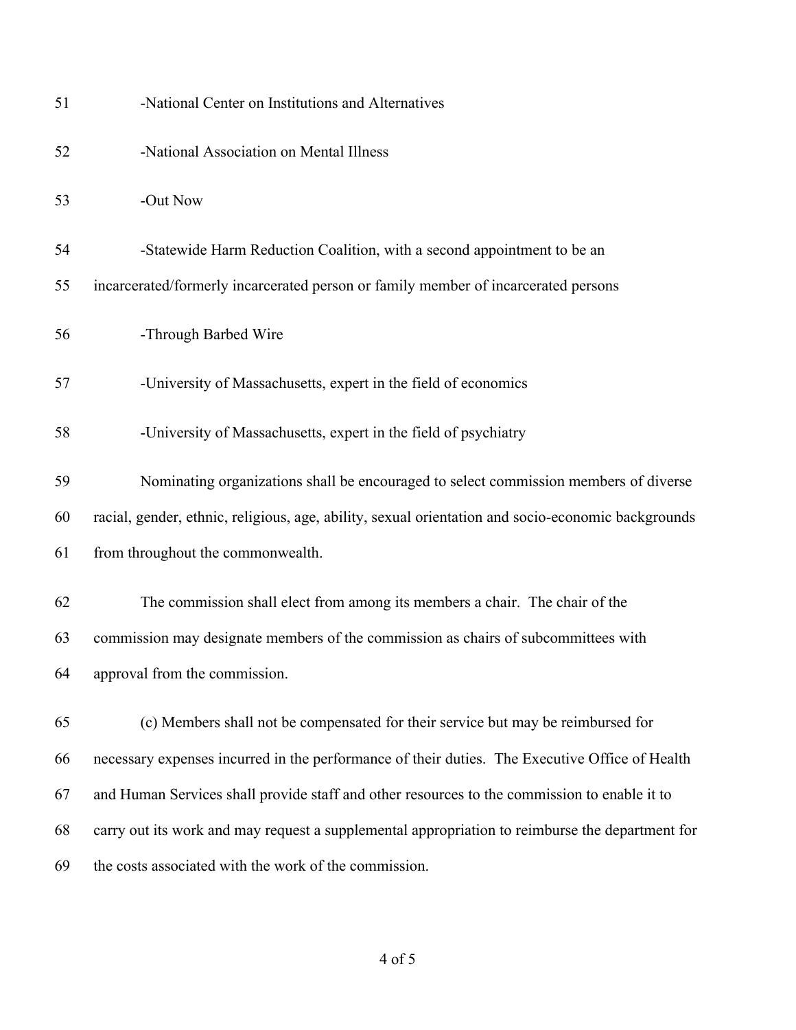-National Center on Institutions and Alternatives

-National Association on Mental Illness

-Out Now

-Statewide Harm Reduction Coalition, with a second appointment to be an incarcerated/formerly incarcerated person or family member of incarcerated persons

-Through Barbed Wire

-University of Massachusetts, expert in the field of economics

-University of Massachusetts, expert in the field of psychiatry

Nominating organizations shall be encouraged to select commission members of diverse racial, gender, ethnic, religious, age, ability, sexual orientation and socio-economic backgrounds from throughout the commonwealth.

The commission shall elect from among its members a chair. The chair of the commission may designate members of the commission as chairs of subcommittees with approval from the commission.

(c) Members shall not be compensated for their service but may be reimbursed for necessary expenses incurred in the performance of their duties. The Executive Office of Health and Human Services shall provide staff and other resources to the commission to enable it to carry out its work and may request a supplemental appropriation to reimburse the department for the costs associated with the work of the commission.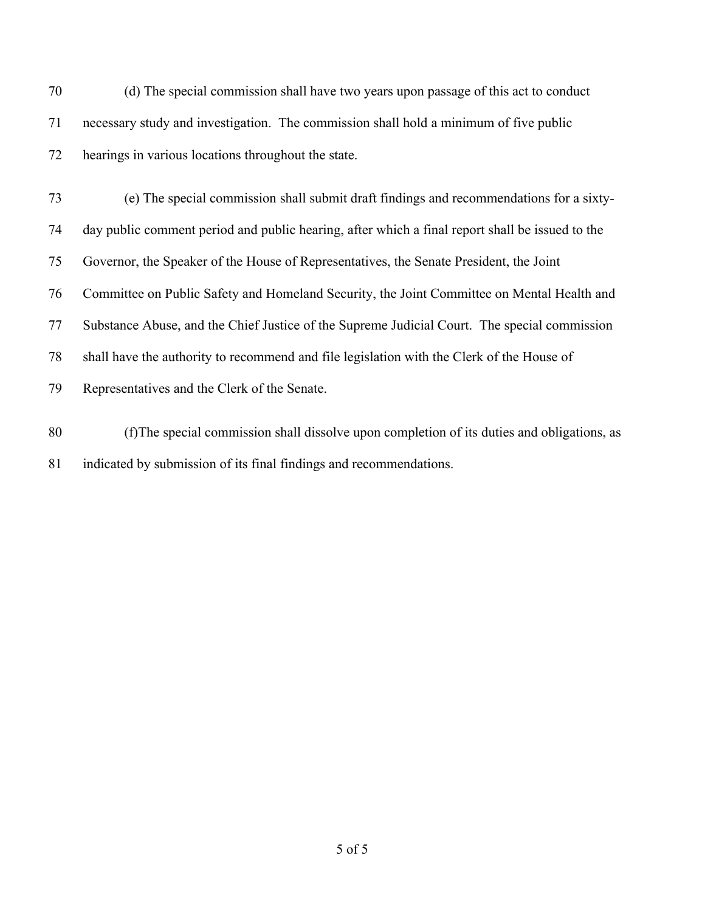(d) The special commission shall have two years upon passage of this act to conduct necessary study and investigation. The commission shall hold a minimum of five public hearings in various locations throughout the state.

(e) The special commission shall submit draft findings and recommendations for a sixty-day public comment period and public hearing, after which a final report shall be issued to the Governor, the Speaker of the House of Representatives, the Senate President, the Joint Committee on Public Safety and Homeland Security, the Joint Committee on Mental Health and Substance Abuse, and the Chief Justice of the Supreme Judicial Court. The special commission shall have the authority to recommend and file legislation with the Clerk of the House of Representatives and the Clerk of the Senate.

(f)The special commission shall dissolve upon completion of its duties and obligations, as indicated by submission of its final findings and recommendations.